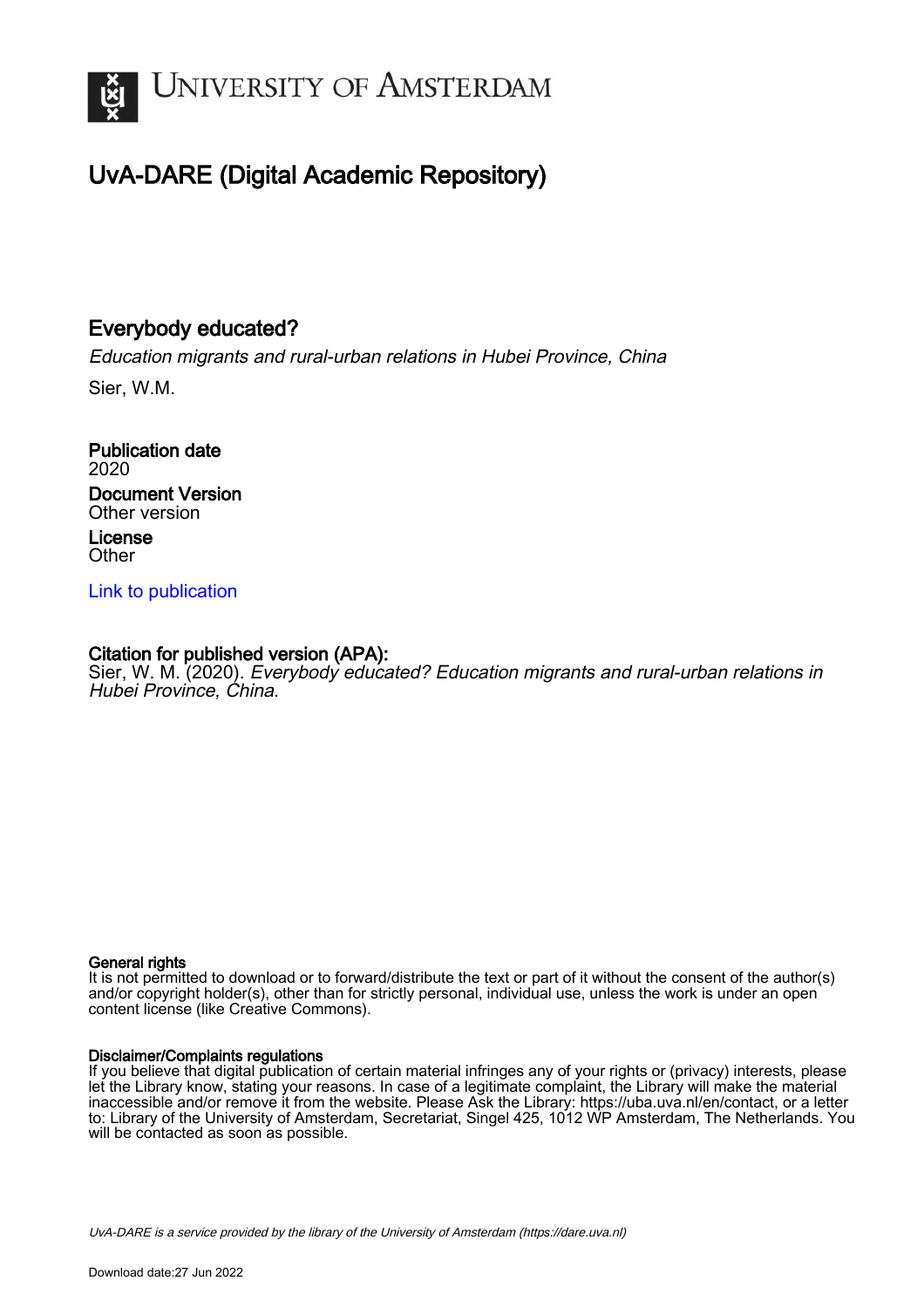# UNIVERSITY OF AMSTERDAM

## UvA-DARE (Digital Academic Repository)

### Everybody educated?

*Education migrants and rural-urban relations in Hubei Province, China*

Sier, W.M.

**Publication date**
2020

**Document Version**
Other version

**License**
Other

[Link to publication](https://dare.uva.nl)

**Citation for published version (APA):**
Sier, W. M. (2020). *Everybody educated? Education migrants and rural-urban relations in Hubei Province, China.*

**General rights**
It is not permitted to download or to forward/distribute the text or part of it without the consent of the author(s) and/or copyright holder(s), other than for strictly personal, individual use, unless the work is under an open content license (like Creative Commons).

**Disclaimer/Complaints regulations**
If you believe that digital publication of certain material infringes any of your rights or (privacy) interests, please let the Library know, stating your reasons. In case of a legitimate complaint, the Library will make the material inaccessible and/or remove it from the website. Please Ask the Library: https://uba.uva.nl/en/contact, or a letter to: Library of the University of Amsterdam, Secretariat, Singel 425, 1012 WP Amsterdam, The Netherlands. You will be contacted as soon as possible.

*UvA-DARE is a service provided by the library of the University of Amsterdam (https://dare.uva.nl)*

Download date:27 Jun 2022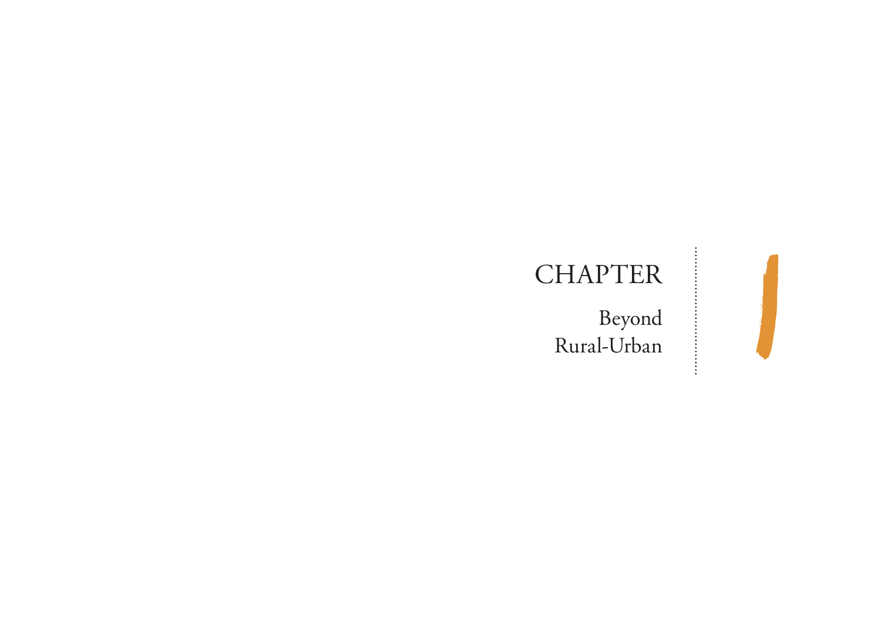# CHAPTER 1

## Beyond Rural-Urban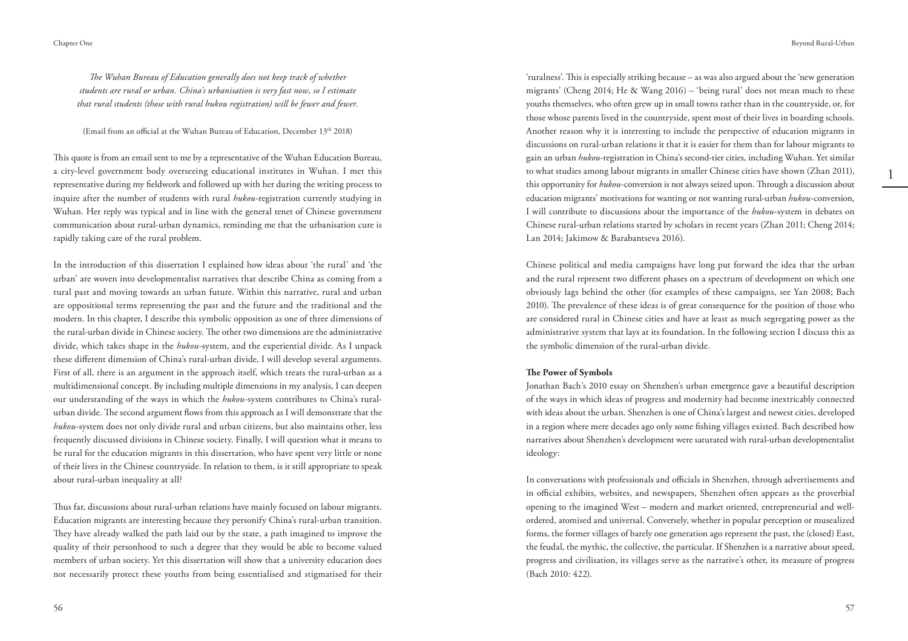*The Wuhan Bureau of Education generally does not keep track of whether students are rural or urban. China's urbanisation is very fast now, so I estimate that rural students (those with rural hukou registration) will be fewer and fewer.*

(Email from an official at the Wuhan Bureau of Education, December 13th 2018)

This quote is from an email sent to me by a representative of the Wuhan Education Bureau, a city-level government body overseeing educational institutes in Wuhan. I met this representative during my fieldwork and followed up with her during the writing process to inquire after the number of students with rural *hukou*-registration currently studying in Wuhan. Her reply was typical and in line with the general tenet of Chinese government communication about rural-urban dynamics, reminding me that the urbanisation cure is rapidly taking care of the rural problem.

In the introduction of this dissertation I explained how ideas about 'the rural' and 'the urban' are woven into developmentalist narratives that describe China as coming from a rural past and moving towards an urban future. Within this narrative, rural and urban are oppositional terms representing the past and the future and the traditional and the modern. In this chapter, I describe this symbolic opposition as one of three dimensions of the rural-urban divide in Chinese society. The other two dimensions are the administrative divide, which takes shape in the *hukou*-system, and the experiential divide. As I unpack these different dimension of China's rural-urban divide, I will develop several arguments. First of all, there is an argument in the approach itself, which treats the rural-urban as a multidimensional concept. By including multiple dimensions in my analysis, I can deepen our understanding of the ways in which the *hukou*-system contributes to China's rural-urban divide. The second argument flows from this approach as I will demonstrate that the *hukou*-system does not only divide rural and urban citizens, but also maintains other, less frequently discussed divisions in Chinese society. Finally, I will question what it means to be rural for the education migrants in this dissertation, who have spent very little or none of their lives in the Chinese countryside. In relation to them, is it still appropriate to speak about rural-urban inequality at all?

Thus far, discussions about rural-urban relations have mainly focused on labour migrants. Education migrants are interesting because they personify China's rural-urban transition. They have already walked the path laid out by the state, a path imagined to improve the quality of their personhood to such a degree that they would be able to become valued members of urban society. Yet this dissertation will show that a university education does not necessarily protect these youths from being essentialised and stigmatised for their 'ruralness'. This is especially striking because – as was also argued about the 'new generation migrants' (Cheng 2014; He & Wang 2016) – 'being rural' does not mean much to these youths themselves, who often grew up in small towns rather than in the countryside, or, for those whose parents lived in the countryside, spent most of their lives in boarding schools. Another reason why it is interesting to include the perspective of education migrants in discussions on rural-urban relations it that it is easier for them than for labour migrants to gain an urban *hukou*-registration in China's second-tier cities, including Wuhan. Yet similar to what studies among labour migrants in smaller Chinese cities have shown (Zhan 2011), this opportunity for *hukou*-conversion is not always seized upon. Through a discussion about education migrants' motivations for wanting or not wanting rural-urban *hukou*-conversion, I will contribute to discussions about the importance of the *hukou*-system in debates on Chinese rural-urban relations started by scholars in recent years (Zhan 2011; Cheng 2014; Lan 2014; Jakimow & Barabantseva 2016).

Chinese political and media campaigns have long put forward the idea that the urban and the rural represent two different phases on a spectrum of development on which one obviously lags behind the other (for examples of these campaigns, see Yan 2008; Bach 2010). The prevalence of these ideas is of great consequence for the position of those who are considered rural in Chinese cities and have at least as much segregating power as the administrative system that lays at its foundation. In the following section I discuss this as the symbolic dimension of the rural-urban divide.

**The Power of Symbols**

Jonathan Bach's 2010 essay on Shenzhen's urban emergence gave a beautiful description of the ways in which ideas of progress and modernity had become inextricably connected with ideas about the urban. Shenzhen is one of China's largest and newest cities, developed in a region where mere decades ago only some fishing villages existed. Bach described how narratives about Shenzhen's development were saturated with rural-urban developmentalist ideology:

> In conversations with professionals and officials in Shenzhen, through advertisements and in official exhibits, websites, and newspapers, Shenzhen often appears as the proverbial opening to the imagined West – modern and market oriented, entrepreneurial and well-ordered, atomised and universal. Conversely, whether in popular perception or musealized forms, the former villages of barely one generation ago represent the past, the (closed) East, the feudal, the mythic, the collective, the particular. If Shenzhen is a narrative about speed, progress and civilisation, its villages serve as the narrative's other, its measure of progress (Bach 2010: 422).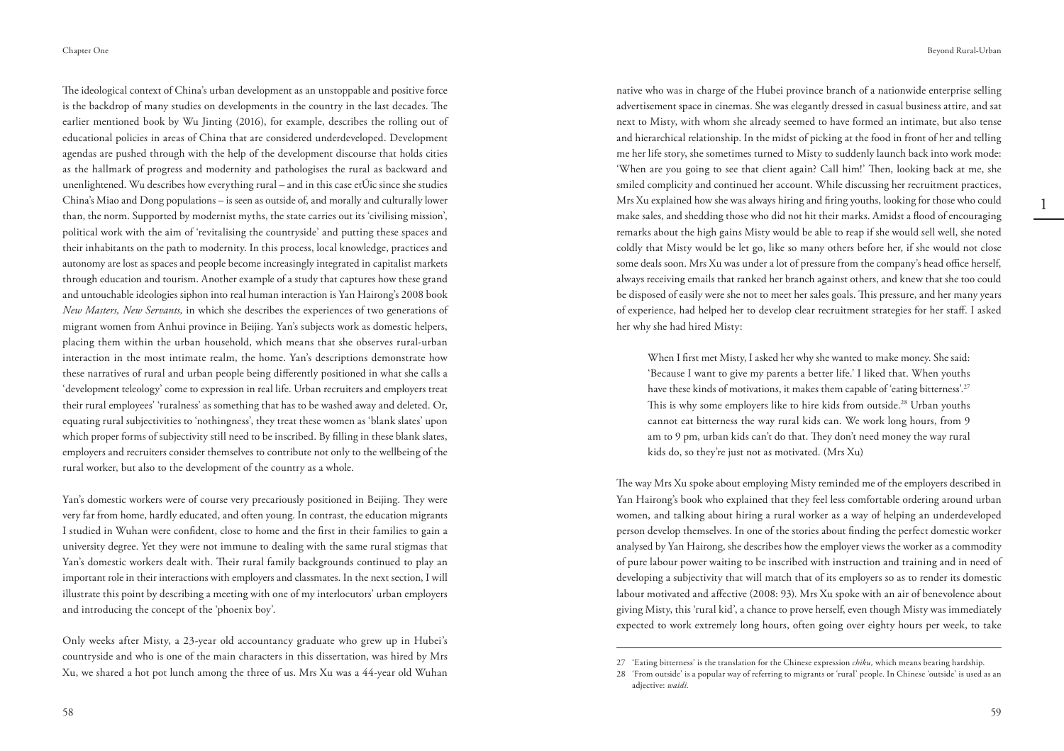The ideological context of China's urban development as an unstoppable and positive force is the backdrop of many studies on developments in the country in the last decades. The earlier mentioned book by Wu Jinting (2016), for example, describes the rolling out of educational policies in areas of China that are considered underdeveloped. Development agendas are pushed through with the help of the development discourse that holds cities as the hallmark of progress and modernity and pathologises the rural as backward and unenlightened. Wu describes how everything rural – and in this case etÚic since she studies China's Miao and Dong populations – is seen as outside of, and morally and culturally lower than, the norm. Supported by modernist myths, the state carries out its 'civilising mission', political work with the aim of 'revitalising the countryside' and putting these spaces and their inhabitants on the path to modernity. In this process, local knowledge, practices and autonomy are lost as spaces and people become increasingly integrated in capitalist markets through education and tourism. Another example of a study that captures how these grand and untouchable ideologies siphon into real human interaction is Yan Hairong's 2008 book *New Masters, New Servants,* in which she describes the experiences of two generations of migrant women from Anhui province in Beijing. Yan's subjects work as domestic helpers, placing them within the urban household, which means that she observes rural-urban interaction in the most intimate realm, the home. Yan's descriptions demonstrate how these narratives of rural and urban people being differently positioned in what she calls a 'development teleology' come to expression in real life. Urban recruiters and employers treat their rural employees' 'ruralness' as something that has to be washed away and deleted. Or, equating rural subjectivities to 'nothingness', they treat these women as 'blank slates' upon which proper forms of subjectivity still need to be inscribed. By filling in these blank slates, employers and recruiters consider themselves to contribute not only to the wellbeing of the rural worker, but also to the development of the country as a whole.

Yan's domestic workers were of course very precariously positioned in Beijing. They were very far from home, hardly educated, and often young. In contrast, the education migrants I studied in Wuhan were confident, close to home and the first in their families to gain a university degree. Yet they were not immune to dealing with the same rural stigmas that Yan's domestic workers dealt with. Their rural family backgrounds continued to play an important role in their interactions with employers and classmates. In the next section, I will illustrate this point by describing a meeting with one of my interlocutors' urban employers and introducing the concept of the 'phoenix boy'.

Only weeks after Misty, a 23-year old accountancy graduate who grew up in Hubei's countryside and who is one of the main characters in this dissertation, was hired by Mrs Xu, we shared a hot pot lunch among the three of us. Mrs Xu was a 44-year old Wuhan native who was in charge of the Hubei province branch of a nationwide enterprise selling advertisement space in cinemas. She was elegantly dressed in casual business attire, and sat next to Misty, with whom she already seemed to have formed an intimate, but also tense and hierarchical relationship. In the midst of picking at the food in front of her and telling me her life story, she sometimes turned to Misty to suddenly launch back into work mode: 'When are you going to see that client again? Call him!' Then, looking back at me, she smiled complicity and continued her account. While discussing her recruitment practices, Mrs Xu explained how she was always hiring and firing youths, looking for those who could make sales, and shedding those who did not hit their marks. Amidst a flood of encouraging remarks about the high gains Misty would be able to reap if she would sell well, she noted coldly that Misty would be let go, like so many others before her, if she would not close some deals soon. Mrs Xu was under a lot of pressure from the company's head office herself, always receiving emails that ranked her branch against others, and knew that she too could be disposed of easily were she not to meet her sales goals. This pressure, and her many years of experience, had helped her to develop clear recruitment strategies for her staff. I asked her why she had hired Misty:

> When I first met Misty, I asked her why she wanted to make money. She said: 'Because I want to give my parents a better life.' I liked that. When youths have these kinds of motivations, it makes them capable of 'eating bitterness'.[27] This is why some employers like to hire kids from outside.[28] Urban youths cannot eat bitterness the way rural kids can. We work long hours, from 9 am to 9 pm, urban kids can't do that. They don't need money the way rural kids do, so they're just not as motivated. (Mrs Xu)

The way Mrs Xu spoke about employing Misty reminded me of the employers described in Yan Hairong's book who explained that they feel less comfortable ordering around urban women, and talking about hiring a rural worker as a way of helping an underdeveloped person develop themselves. In one of the stories about finding the perfect domestic worker analysed by Yan Hairong, she describes how the employer views the worker as a commodity of pure labour power waiting to be inscribed with instruction and training and in need of developing a subjectivity that will match that of its employers so as to render its domestic labour motivated and affective (2008: 93). Mrs Xu spoke with an air of benevolence about giving Misty, this 'rural kid', a chance to prove herself, even though Misty was immediately expected to work extremely long hours, often going over eighty hours per week, to take

---

27 'Eating bitterness' is the translation for the Chinese expression *chiku,* which means bearing hardship.

28 'From outside' is a popular way of referring to migrants or 'rural' people. In Chinese 'outside' is used as an adjective: *waidi.*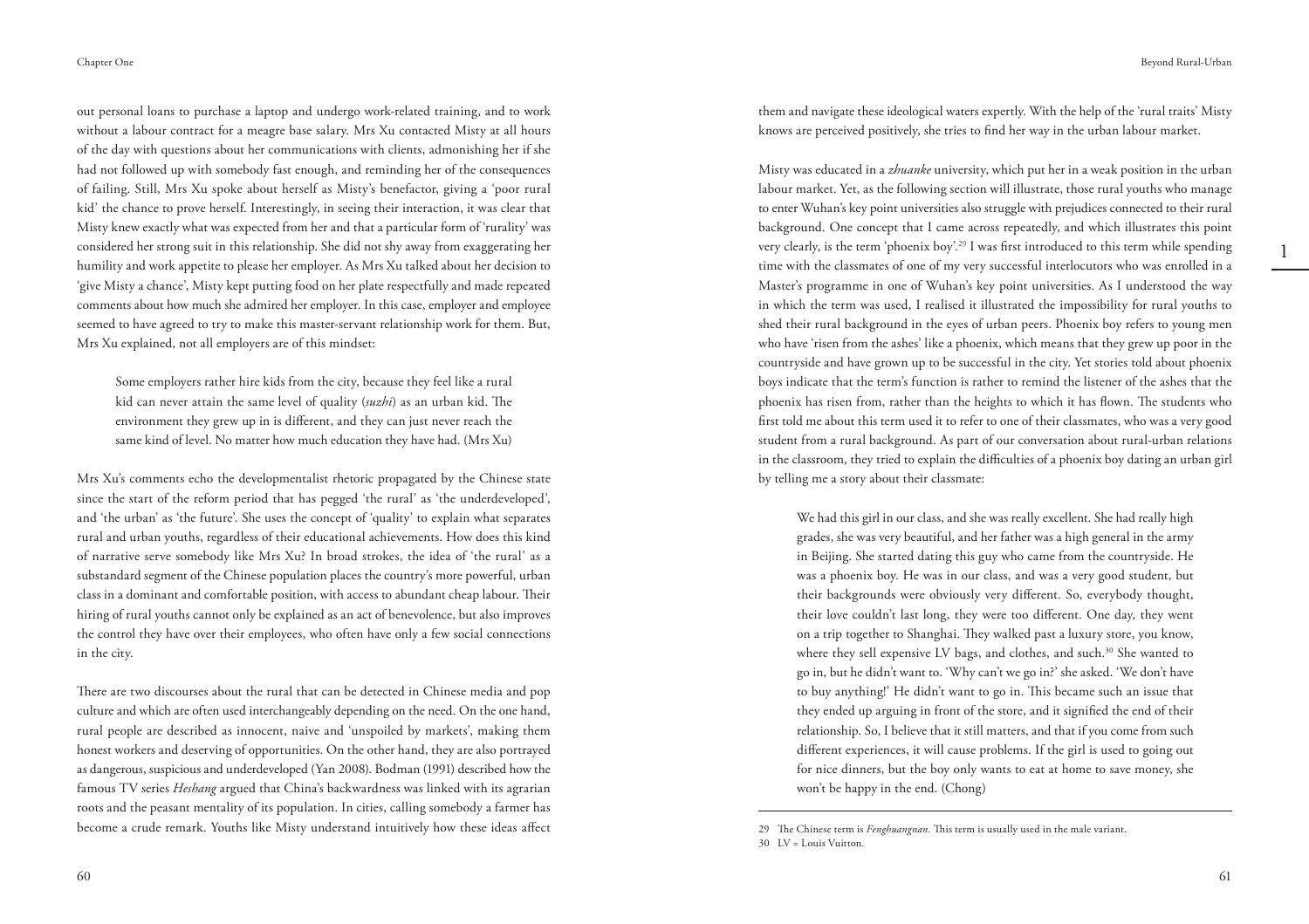out personal loans to purchase a laptop and undergo work-related training, and to work without a labour contract for a meagre base salary. Mrs Xu contacted Misty at all hours of the day with questions about her communications with clients, admonishing her if she had not followed up with somebody fast enough, and reminding her of the consequences of failing. Still, Mrs Xu spoke about herself as Misty's benefactor, giving a 'poor rural kid' the chance to prove herself. Interestingly, in seeing their interaction, it was clear that Misty knew exactly what was expected from her and that a particular form of 'rurality' was considered her strong suit in this relationship. She did not shy away from exaggerating her humility and work appetite to please her employer. As Mrs Xu talked about her decision to 'give Misty a chance', Misty kept putting food on her plate respectfully and made repeated comments about how much she admired her employer. In this case, employer and employee seemed to have agreed to try to make this master-servant relationship work for them. But, Mrs Xu explained, not all employers are of this mindset:

> Some employers rather hire kids from the city, because they feel like a rural kid can never attain the same level of quality (*suzhi*) as an urban kid. The environment they grew up in is different, and they can just never reach the same kind of level. No matter how much education they have had. (Mrs Xu)

Mrs Xu's comments echo the developmentalist rhetoric propagated by the Chinese state since the start of the reform period that has pegged 'the rural' as 'the underdeveloped', and 'the urban' as 'the future'. She uses the concept of 'quality' to explain what separates rural and urban youths, regardless of their educational achievements. How does this kind of narrative serve somebody like Mrs Xu? In broad strokes, the idea of 'the rural' as a substandard segment of the Chinese population places the country's more powerful, urban class in a dominant and comfortable position, with access to abundant cheap labour. Their hiring of rural youths cannot only be explained as an act of benevolence, but also improves the control they have over their employees, who often have only a few social connections in the city.

There are two discourses about the rural that can be detected in Chinese media and pop culture and which are often used interchangeably depending on the need. On the one hand, rural people are described as innocent, naive and 'unspoiled by markets', making them honest workers and deserving of opportunities. On the other hand, they are also portrayed as dangerous, suspicious and underdeveloped (Yan 2008). Bodman (1991) described how the famous TV series *Heshang* argued that China's backwardness was linked with its agrarian roots and the peasant mentality of its population. In cities, calling somebody a farmer has become a crude remark. Youths like Misty understand intuitively how these ideas affect them and navigate these ideological waters expertly. With the help of the 'rural traits' Misty knows are perceived positively, she tries to find her way in the urban labour market.

Misty was educated in a *zhuanke* university, which put her in a weak position in the urban labour market. Yet, as the following section will illustrate, those rural youths who manage to enter Wuhan's key point universities also struggle with prejudices connected to their rural background. One concept that I came across repeatedly, and which illustrates this point very clearly, is the term 'phoenix boy'.[29] I was first introduced to this term while spending time with the classmates of one of my very successful interlocutors who was enrolled in a Master's programme in one of Wuhan's key point universities. As I understood the way in which the term was used, I realised it illustrated the impossibility for rural youths to shed their rural background in the eyes of urban peers. Phoenix boy refers to young men who have 'risen from the ashes' like a phoenix, which means that they grew up poor in the countryside and have grown up to be successful in the city. Yet stories told about phoenix boys indicate that the term's function is rather to remind the listener of the ashes that the phoenix has risen from, rather than the heights to which it has flown. The students who first told me about this term used it to refer to one of their classmates, who was a very good student from a rural background. As part of our conversation about rural-urban relations in the classroom, they tried to explain the difficulties of a phoenix boy dating an urban girl by telling me a story about their classmate:

> We had this girl in our class, and she was really excellent. She had really high grades, she was very beautiful, and her father was a high general in the army in Beijing. She started dating this guy who came from the countryside. He was a phoenix boy. He was in our class, and was a very good student, but their backgrounds were obviously very different. So, everybody thought, their love couldn't last long, they were too different. One day, they went on a trip together to Shanghai. They walked past a luxury store, you know, where they sell expensive LV bags, and clothes, and such.[30] She wanted to go in, but he didn't want to. 'Why can't we go in?' she asked. 'We don't have to buy anything!' He didn't want to go in. This became such an issue that they ended up arguing in front of the store, and it signified the end of their relationship. So, I believe that it still matters, and that if you come from such different experiences, it will cause problems. If the girl is used to going out for nice dinners, but the boy only wants to eat at home to save money, she won't be happy in the end. (Chong)

---

29 The Chinese term is *Fenghuangnan*. This term is usually used in the male variant.

30 LV = Louis Vuitton.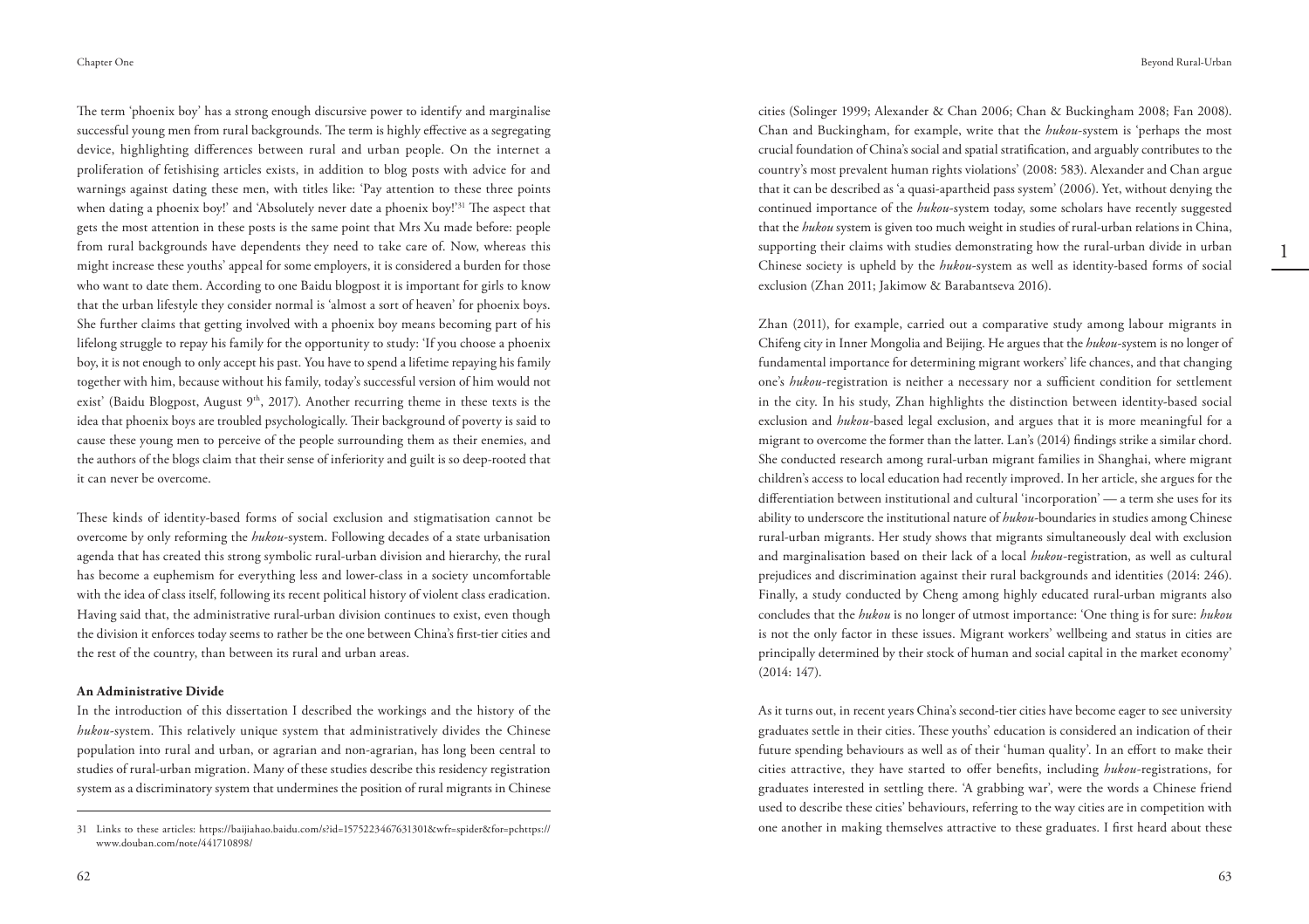The term 'phoenix boy' has a strong enough discursive power to identify and marginalise successful young men from rural backgrounds. The term is highly effective as a segregating device, highlighting differences between rural and urban people. On the internet a proliferation of fetishising articles exists, in addition to blog posts with advice for and warnings against dating these men, with titles like: 'Pay attention to these three points when dating a phoenix boy!' and 'Absolutely never date a phoenix boy!'[31] The aspect that gets the most attention in these posts is the same point that Mrs Xu made before: people from rural backgrounds have dependents they need to take care of. Now, whereas this might increase these youths' appeal for some employers, it is considered a burden for those who want to date them. According to one Baidu blogpost it is important for girls to know that the urban lifestyle they consider normal is 'almost a sort of heaven' for phoenix boys. She further claims that getting involved with a phoenix boy means becoming part of his lifelong struggle to repay his family for the opportunity to study: 'If you choose a phoenix boy, it is not enough to only accept his past. You have to spend a lifetime repaying his family together with him, because without his family, today's successful version of him would not exist' (Baidu Blogpost, August 9th, 2017). Another recurring theme in these texts is the idea that phoenix boys are troubled psychologically. Their background of poverty is said to cause these young men to perceive of the people surrounding them as their enemies, and the authors of the blogs claim that their sense of inferiority and guilt is so deep-rooted that it can never be overcome.

These kinds of identity-based forms of social exclusion and stigmatisation cannot be overcome by only reforming the *hukou*-system. Following decades of a state urbanisation agenda that has created this strong symbolic rural-urban division and hierarchy, the rural has become a euphemism for everything less and lower-class in a society uncomfortable with the idea of class itself, following its recent political history of violent class eradication. Having said that, the administrative rural-urban division continues to exist, even though the division it enforces today seems to rather be the one between China's first-tier cities and the rest of the country, than between its rural and urban areas.

### An Administrative Divide

In the introduction of this dissertation I described the workings and the history of the *hukou*-system. This relatively unique system that administratively divides the Chinese population into rural and urban, or agrarian and non-agrarian, has long been central to studies of rural-urban migration. Many of these studies describe this residency registration system as a discriminatory system that undermines the position of rural migrants in Chinese cities (Solinger 1999; Alexander & Chan 2006; Chan & Buckingham 2008; Fan 2008). Chan and Buckingham, for example, write that the *hukou*-system is 'perhaps the most crucial foundation of China's social and spatial stratification, and arguably contributes to the country's most prevalent human rights violations' (2008: 583). Alexander and Chan argue that it can be described as 'a quasi-apartheid pass system' (2006). Yet, without denying the continued importance of the *hukou*-system today, some scholars have recently suggested that the *hukou* system is given too much weight in studies of rural-urban relations in China, supporting their claims with studies demonstrating how the rural-urban divide in urban Chinese society is upheld by the *hukou*-system as well as identity-based forms of social exclusion (Zhan 2011; Jakimow & Barabantseva 2016).

Zhan (2011), for example, carried out a comparative study among labour migrants in Chifeng city in Inner Mongolia and Beijing. He argues that the *hukou*-system is no longer of fundamental importance for determining migrant workers' life chances, and that changing one's *hukou*-registration is neither a necessary nor a sufficient condition for settlement in the city. In his study, Zhan highlights the distinction between identity-based social exclusion and *hukou*-based legal exclusion, and argues that it is more meaningful for a migrant to overcome the former than the latter. Lan's (2014) findings strike a similar chord. She conducted research among rural-urban migrant families in Shanghai, where migrant children's access to local education had recently improved. In her article, she argues for the differentiation between institutional and cultural 'incorporation' — a term she uses for its ability to underscore the institutional nature of *hukou*-boundaries in studies among Chinese rural-urban migrants. Her study shows that migrants simultaneously deal with exclusion and marginalisation based on their lack of a local *hukou*-registration, as well as cultural prejudices and discrimination against their rural backgrounds and identities (2014: 246). Finally, a study conducted by Cheng among highly educated rural-urban migrants also concludes that the *hukou* is no longer of utmost importance: 'One thing is for sure: *hukou* is not the only factor in these issues. Migrant workers' wellbeing and status in cities are principally determined by their stock of human and social capital in the market economy' (2014: 147).

As it turns out, in recent years China's second-tier cities have become eager to see university graduates settle in their cities. These youths' education is considered an indication of their future spending behaviours as well as of their 'human quality'. In an effort to make their cities attractive, they have started to offer benefits, including *hukou*-registrations, for graduates interested in settling there. 'A grabbing war', were the words a Chinese friend used to describe these cities' behaviours, referring to the way cities are in competition with one another in making themselves attractive to these graduates. I first heard about these

---

31 Links to these articles: https://baijiahao.baidu.com/s?id=1575223467631301&wfr=spider&for=pchttps://www.douban.com/note/441710898/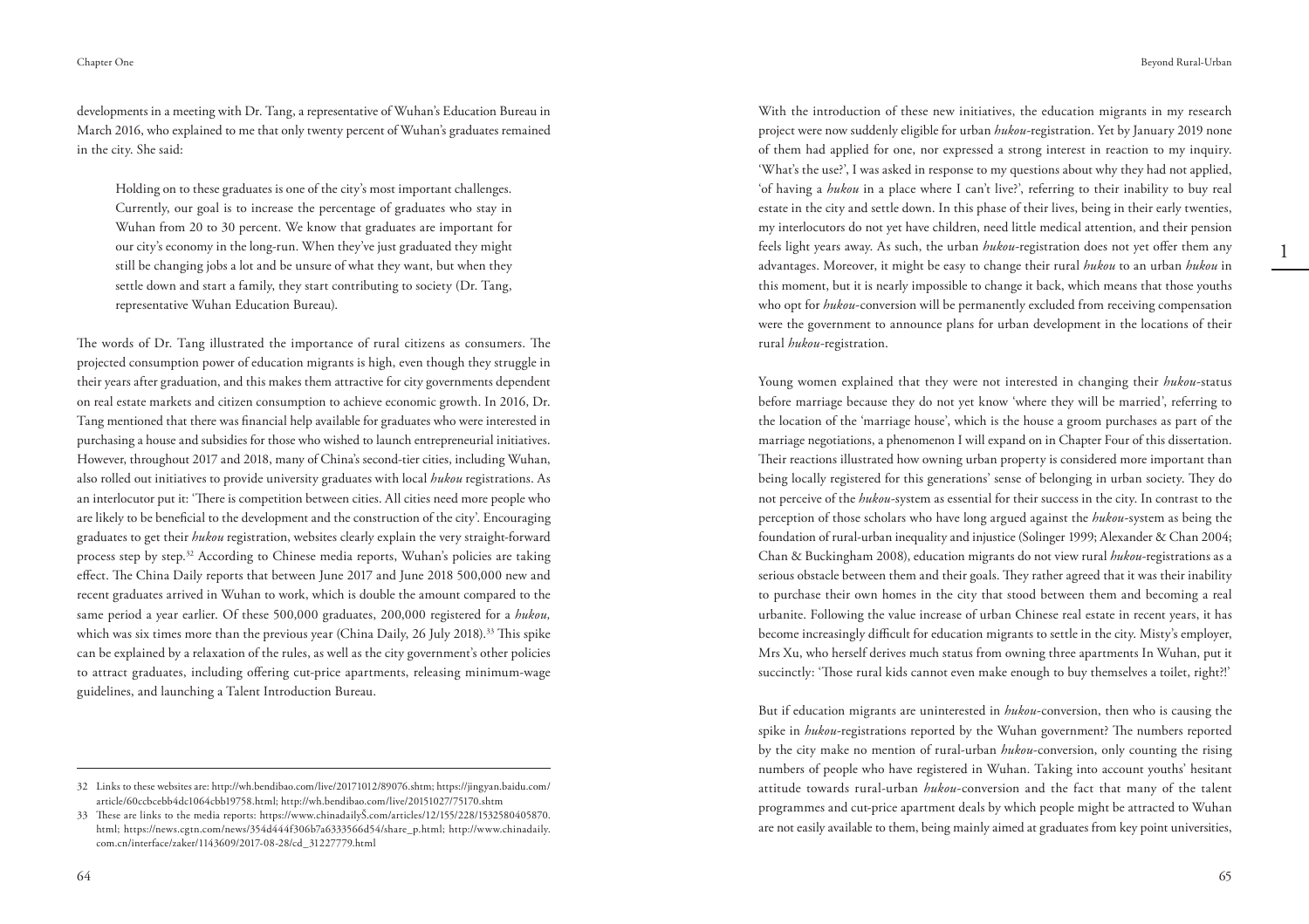developments in a meeting with Dr. Tang, a representative of Wuhan's Education Bureau in March 2016, who explained to me that only twenty percent of Wuhan's graduates remained in the city. She said:

> Holding on to these graduates is one of the city's most important challenges. Currently, our goal is to increase the percentage of graduates who stay in Wuhan from 20 to 30 percent. We know that graduates are important for our city's economy in the long-run. When they've just graduated they might still be changing jobs a lot and be unsure of what they want, but when they settle down and start a family, they start contributing to society (Dr. Tang, representative Wuhan Education Bureau).

The words of Dr. Tang illustrated the importance of rural citizens as consumers. The projected consumption power of education migrants is high, even though they struggle in their years after graduation, and this makes them attractive for city governments dependent on real estate markets and citizen consumption to achieve economic growth. In 2016, Dr. Tang mentioned that there was financial help available for graduates who were interested in purchasing a house and subsidies for those who wished to launch entrepreneurial initiatives. However, throughout 2017 and 2018, many of China's second-tier cities, including Wuhan, also rolled out initiatives to provide university graduates with local *hukou* registrations. As an interlocutor put it: 'There is competition between cities. All cities need more people who are likely to be beneficial to the development and the construction of the city'. Encouraging graduates to get their *hukou* registration, websites clearly explain the very straight-forward process step by step.[32] According to Chinese media reports, Wuhan's policies are taking effect. The China Daily reports that between June 2017 and June 2018 500,000 new and recent graduates arrived in Wuhan to work, which is double the amount compared to the same period a year earlier. Of these 500,000 graduates, 200,000 registered for a *hukou,* which was six times more than the previous year (China Daily, 26 July 2018).[33] This spike can be explained by a relaxation of the rules, as well as the city government's other policies to attract graduates, including offering cut-price apartments, releasing minimum-wage guidelines, and launching a Talent Introduction Bureau.

With the introduction of these new initiatives, the education migrants in my research project were now suddenly eligible for urban *hukou*-registration. Yet by January 2019 none of them had applied for one, nor expressed a strong interest in reaction to my inquiry. 'What's the use?', I was asked in response to my questions about why they had not applied, 'of having a *hukou* in a place where I can't live?', referring to their inability to buy real estate in the city and settle down. In this phase of their lives, being in their early twenties, my interlocutors do not yet have children, need little medical attention, and their pension feels light years away. As such, the urban *hukou*-registration does not yet offer them any advantages. Moreover, it might be easy to change their rural *hukou* to an urban *hukou* in this moment, but it is nearly impossible to change it back, which means that those youths who opt for *hukou*-conversion will be permanently excluded from receiving compensation were the government to announce plans for urban development in the locations of their rural *hukou*-registration.

Young women explained that they were not interested in changing their *hukou*-status before marriage because they do not yet know 'where they will be married', referring to the location of the 'marriage house', which is the house a groom purchases as part of the marriage negotiations, a phenomenon I will expand on in Chapter Four of this dissertation. Their reactions illustrated how owning urban property is considered more important than being locally registered for this generations' sense of belonging in urban society. They do not perceive of the *hukou*-system as essential for their success in the city. In contrast to the perception of those scholars who have long argued against the *hukou*-system as being the foundation of rural-urban inequality and injustice (Solinger 1999; Alexander & Chan 2004; Chan & Buckingham 2008), education migrants do not view rural *hukou*-registrations as a serious obstacle between them and their goals. They rather agreed that it was their inability to purchase their own homes in the city that stood between them and becoming a real urbanite. Following the value increase of urban Chinese real estate in recent years, it has become increasingly difficult for education migrants to settle in the city. Misty's employer, Mrs Xu, who herself derives much status from owning three apartments In Wuhan, put it succinctly: 'Those rural kids cannot even make enough to buy themselves a toilet, right?!'

But if education migrants are uninterested in *hukou*-conversion, then who is causing the spike in *hukou*-registrations reported by the Wuhan government? The numbers reported by the city make no mention of rural-urban *hukou*-conversion, only counting the rising numbers of people who have registered in Wuhan. Taking into account youths' hesitant attitude towards rural-urban *hukou*-conversion and the fact that many of the talent programmes and cut-price apartment deals by which people might be attracted to Wuhan are not easily available to them, being mainly aimed at graduates from key point universities,

---

32 Links to these websites are: http://wh.bendibao.com/live/20171012/89076.shtm; https://jingyan.baidu.com/article/60ccbcebb4dc1064cbb19758.html; http://wh.bendibao.com/live/20151027/75170.shtm

33 These are links to the media reports: https://www.chinadailyŠ.com/articles/12/155/228/1532580405870.html; https://news.cgtn.com/news/354d444f306b7a6333566d54/share_p.html; http://www.chinadaily.com.cn/interface/zaker/1143609/2017-08-28/cd_31227779.html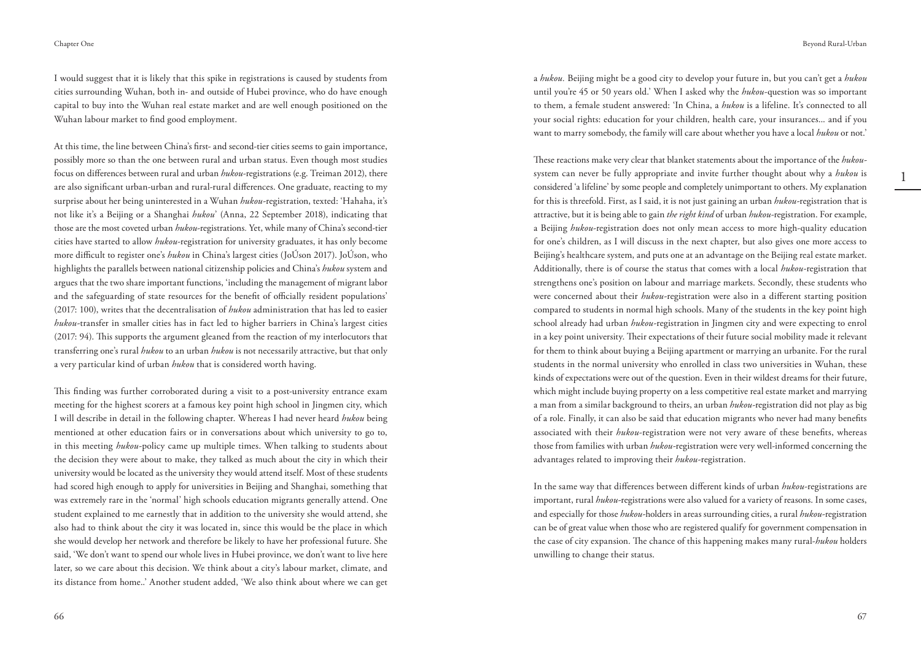I would suggest that it is likely that this spike in registrations is caused by students from cities surrounding Wuhan, both in- and outside of Hubei province, who do have enough capital to buy into the Wuhan real estate market and are well enough positioned on the Wuhan labour market to find good employment.

At this time, the line between China's first- and second-tier cities seems to gain importance, possibly more so than the one between rural and urban status. Even though most studies focus on differences between rural and urban *hukou*-registrations (e.g. Treiman 2012), there are also significant urban-urban and rural-rural differences. One graduate, reacting to my surprise about her being uninterested in a Wuhan *hukou*-registration, texted: 'Hahaha, it's not like it's a Beijing or a Shanghai *hukou*' (Anna, 22 September 2018), indicating that those are the most coveted urban *hukou*-registrations. Yet, while many of China's second-tier cities have started to allow *hukou*-registration for university graduates, it has only become more difficult to register one's *hukou* in China's largest cities (JoÚson 2017). JoÚson, who highlights the parallels between national citizenship policies and China's *hukou* system and argues that the two share important functions, 'including the management of migrant labor and the safeguarding of state resources for the benefit of officially resident populations' (2017: 100), writes that the decentralisation of *hukou* administration that has led to easier *hukou*-transfer in smaller cities has in fact led to higher barriers in China's largest cities (2017: 94). This supports the argument gleaned from the reaction of my interlocutors that transferring one's rural *hukou* to an urban *hukou* is not necessarily attractive, but that only a very particular kind of urban *hukou* that is considered worth having.

This finding was further corroborated during a visit to a post-university entrance exam meeting for the highest scorers at a famous key point high school in Jingmen city, which I will describe in detail in the following chapter. Whereas I had never heard *hukou* being mentioned at other education fairs or in conversations about which university to go to, in this meeting *hukou*-policy came up multiple times. When talking to students about the decision they were about to make, they talked as much about the city in which their university would be located as the university they would attend itself. Most of these students had scored high enough to apply for universities in Beijing and Shanghai, something that was extremely rare in the 'normal' high schools education migrants generally attend. One student explained to me earnestly that in addition to the university she would attend, she also had to think about the city it was located in, since this would be the place in which she would develop her network and therefore be likely to have her professional future. She said, 'We don't want to spend our whole lives in Hubei province, we don't want to live here later, so we care about this decision. We think about a city's labour market, climate, and its distance from home..' Another student added, 'We also think about where we can get a *hukou*. Beijing might be a good city to develop your future in, but you can't get a *hukou* until you're 45 or 50 years old.' When I asked why the *hukou*-question was so important to them, a female student answered: 'In China, a *hukou* is a lifeline. It's connected to all your social rights: education for your children, health care, your insurances... and if you want to marry somebody, the family will care about whether you have a local *hukou* or not.'

These reactions make very clear that blanket statements about the importance of the *hukou*-system can never be fully appropriate and invite further thought about why a *hukou* is considered 'a lifeline' by some people and completely unimportant to others. My explanation for this is threefold. First, as I said, it is not just gaining an urban *hukou*-registration that is attractive, but it is being able to gain *the right kind* of urban *hukou*-registration. For example, a Beijing *hukou*-registration does not only mean access to more high-quality education for one's children, as I will discuss in the next chapter, but also gives one more access to Beijing's healthcare system, and puts one at an advantage on the Beijing real estate market. Additionally, there is of course the status that comes with a local *hukou*-registration that strengthens one's position on labour and marriage markets. Secondly, these students who were concerned about their *hukou*-registration were also in a different starting position compared to students in normal high schools. Many of the students in the key point high school already had urban *hukou*-registration in Jingmen city and were expecting to enrol in a key point university. Their expectations of their future social mobility made it relevant for them to think about buying a Beijing apartment or marrying an urbanite. For the rural students in the normal university who enrolled in class two universities in Wuhan, these kinds of expectations were out of the question. Even in their wildest dreams for their future, which might include buying property on a less competitive real estate market and marrying a man from a similar background to theirs, an urban *hukou*-registration did not play as big of a role. Finally, it can also be said that education migrants who never had many benefits associated with their *hukou*-registration were not very aware of these benefits, whereas those from families with urban *hukou*-registration were very well-informed concerning the advantages related to improving their *hukou*-registration.

In the same way that differences between different kinds of urban *hukou*-registrations are important, rural *hukou*-registrations were also valued for a variety of reasons. In some cases, and especially for those *hukou*-holders in areas surrounding cities, a rural *hukou*-registration can be of great value when those who are registered qualify for government compensation in the case of city expansion. The chance of this happening makes many rural-*hukou* holders unwilling to change their status.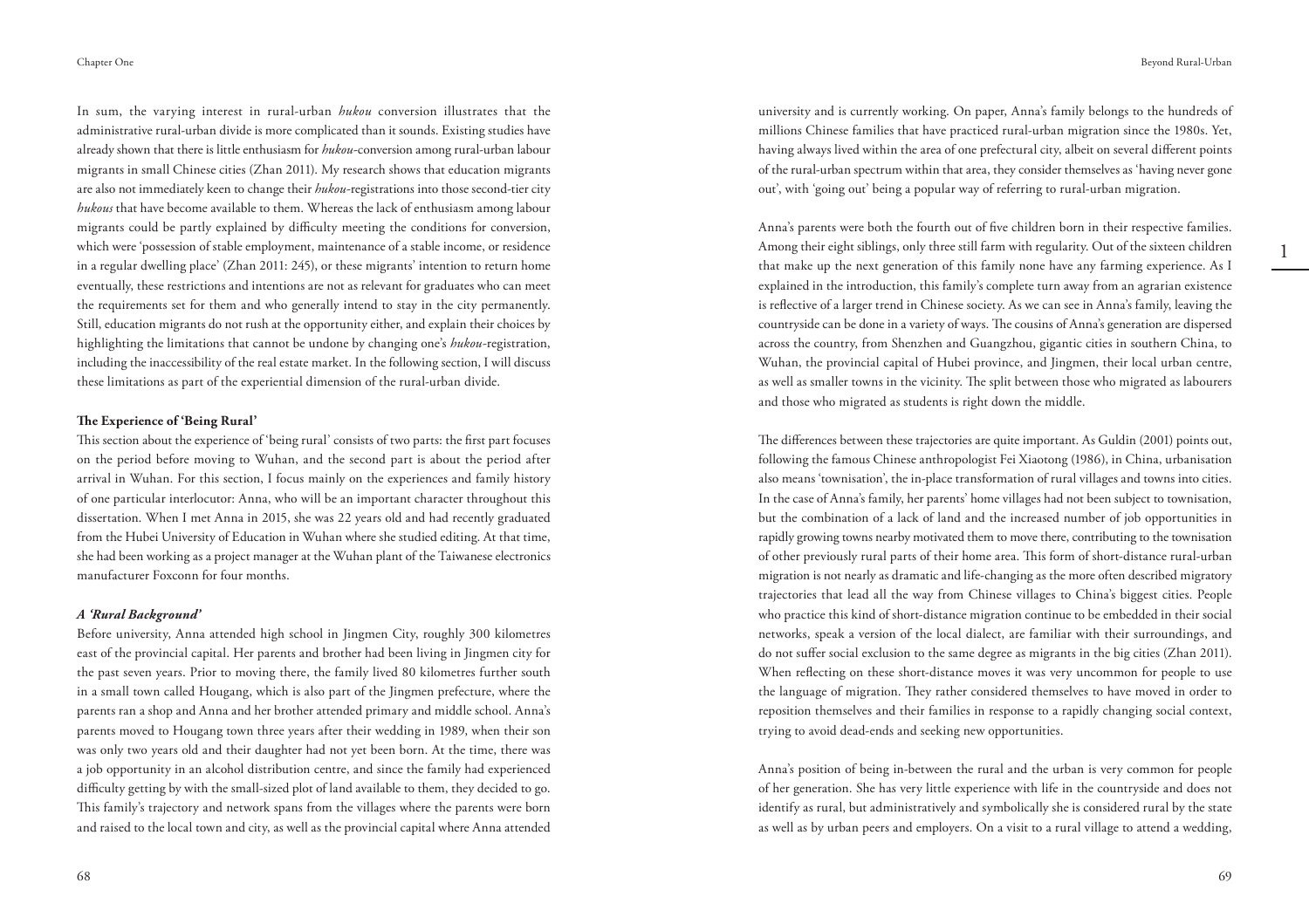In sum, the varying interest in rural-urban *hukou* conversion illustrates that the administrative rural-urban divide is more complicated than it sounds. Existing studies have already shown that there is little enthusiasm for *hukou*-conversion among rural-urban labour migrants in small Chinese cities (Zhan 2011). My research shows that education migrants are also not immediately keen to change their *hukou*-registrations into those second-tier city *hukous* that have become available to them. Whereas the lack of enthusiasm among labour migrants could be partly explained by difficulty meeting the conditions for conversion, which were 'possession of stable employment, maintenance of a stable income, or residence in a regular dwelling place' (Zhan 2011: 245), or these migrants' intention to return home eventually, these restrictions and intentions are not as relevant for graduates who can meet the requirements set for them and who generally intend to stay in the city permanently. Still, education migrants do not rush at the opportunity either, and explain their choices by highlighting the limitations that cannot be undone by changing one's *hukou*-registration, including the inaccessibility of the real estate market. In the following section, I will discuss these limitations as part of the experiential dimension of the rural-urban divide.

### The Experience of 'Being Rural'

This section about the experience of 'being rural' consists of two parts: the first part focuses on the period before moving to Wuhan, and the second part is about the period after arrival in Wuhan. For this section, I focus mainly on the experiences and family history of one particular interlocutor: Anna, who will be an important character throughout this dissertation. When I met Anna in 2015, she was 22 years old and had recently graduated from the Hubei University of Education in Wuhan where she studied editing. At that time, she had been working as a project manager at the Wuhan plant of the Taiwanese electronics manufacturer Foxconn for four months.

#### *A 'Rural Background'*

Before university, Anna attended high school in Jingmen City, roughly 300 kilometres east of the provincial capital. Her parents and brother had been living in Jingmen city for the past seven years. Prior to moving there, the family lived 80 kilometres further south in a small town called Hougang, which is also part of the Jingmen prefecture, where the parents ran a shop and Anna and her brother attended primary and middle school. Anna's parents moved to Hougang town three years after their wedding in 1989, when their son was only two years old and their daughter had not yet been born. At the time, there was a job opportunity in an alcohol distribution centre, and since the family had experienced difficulty getting by with the small-sized plot of land available to them, they decided to go. This family's trajectory and network spans from the villages where the parents were born and raised to the local town and city, as well as the provincial capital where Anna attended university and is currently working. On paper, Anna's family belongs to the hundreds of millions Chinese families that have practiced rural-urban migration since the 1980s. Yet, having always lived within the area of one prefectural city, albeit on several different points of the rural-urban spectrum within that area, they consider themselves as 'having never gone out', with 'going out' being a popular way of referring to rural-urban migration.

Anna's parents were both the fourth out of five children born in their respective families. Among their eight siblings, only three still farm with regularity. Out of the sixteen children that make up the next generation of this family none have any farming experience. As I explained in the introduction, this family's complete turn away from an agrarian existence is reflective of a larger trend in Chinese society. As we can see in Anna's family, leaving the countryside can be done in a variety of ways. The cousins of Anna's generation are dispersed across the country, from Shenzhen and Guangzhou, gigantic cities in southern China, to Wuhan, the provincial capital of Hubei province, and Jingmen, their local urban centre, as well as smaller towns in the vicinity. The split between those who migrated as labourers and those who migrated as students is right down the middle.

The differences between these trajectories are quite important. As Guldin (2001) points out, following the famous Chinese anthropologist Fei Xiaotong (1986), in China, urbanisation also means 'townisation', the in-place transformation of rural villages and towns into cities. In the case of Anna's family, her parents' home villages had not been subject to townisation, but the combination of a lack of land and the increased number of job opportunities in rapidly growing towns nearby motivated them to move there, contributing to the townisation of other previously rural parts of their home area. This form of short-distance rural-urban migration is not nearly as dramatic and life-changing as the more often described migratory trajectories that lead all the way from Chinese villages to China's biggest cities. People who practice this kind of short-distance migration continue to be embedded in their social networks, speak a version of the local dialect, are familiar with their surroundings, and do not suffer social exclusion to the same degree as migrants in the big cities (Zhan 2011). When reflecting on these short-distance moves it was very uncommon for people to use the language of migration. They rather considered themselves to have moved in order to reposition themselves and their families in response to a rapidly changing social context, trying to avoid dead-ends and seeking new opportunities.

Anna's position of being in-between the rural and the urban is very common for people of her generation. She has very little experience with life in the countryside and does not identify as rural, but administratively and symbolically she is considered rural by the state as well as by urban peers and employers. On a visit to a rural village to attend a wedding,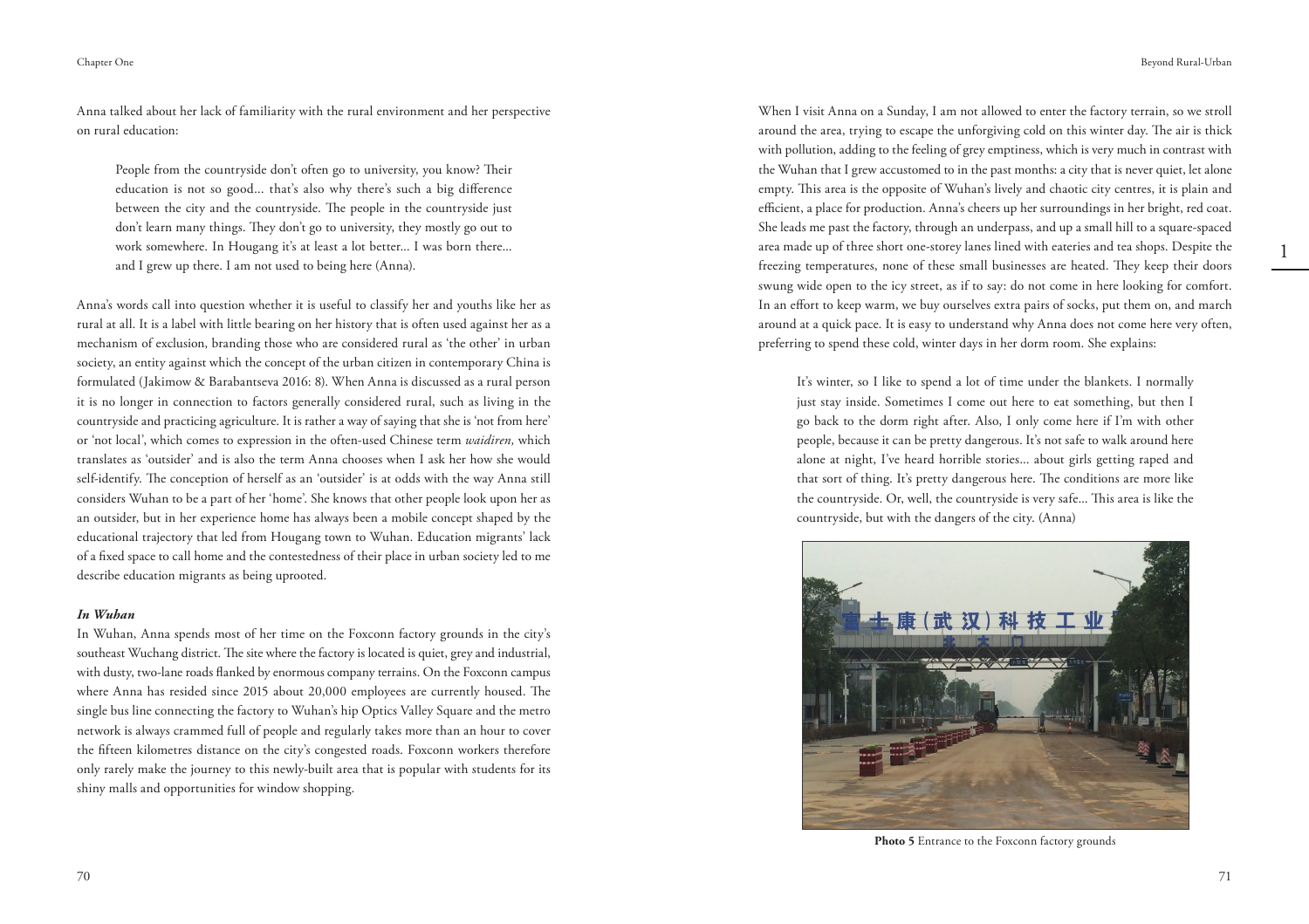Anna talked about her lack of familiarity with the rural environment and her perspective on rural education:

> People from the countryside don't often go to university, you know? Their education is not so good… that's also why there's such a big difference between the city and the countryside. The people in the countryside just don't learn many things. They don't go to university, they mostly go out to work somewhere. In Hougang it's at least a lot better… I was born there… and I grew up there. I am not used to being here (Anna).

Anna's words call into question whether it is useful to classify her and youths like her as rural at all. It is a label with little bearing on her history that is often used against her as a mechanism of exclusion, branding those who are considered rural as 'the other' in urban society, an entity against which the concept of the urban citizen in contemporary China is formulated (Jakimow & Barabantseva 2016: 8). When Anna is discussed as a rural person it is no longer in connection to factors generally considered rural, such as living in the countryside and practicing agriculture. It is rather a way of saying that she is 'not from here' or 'not local', which comes to expression in the often-used Chinese term *waidiren,* which translates as 'outsider' and is also the term Anna chooses when I ask her how she would self-identify. The conception of herself as an 'outsider' is at odds with the way Anna still considers Wuhan to be a part of her 'home'. She knows that other people look upon her as an outsider, but in her experience home has always been a mobile concept shaped by the educational trajectory that led from Hougang town to Wuhan. Education migrants' lack of a fixed space to call home and the contestedness of their place in urban society led to me describe education migrants as being uprooted.

#### *In Wuhan*

In Wuhan, Anna spends most of her time on the Foxconn factory grounds in the city's southeast Wuchang district. The site where the factory is located is quiet, grey and industrial, with dusty, two-lane roads flanked by enormous company terrains. On the Foxconn campus where Anna has resided since 2015 about 20,000 employees are currently housed. The single bus line connecting the factory to Wuhan's hip Optics Valley Square and the metro network is always crammed full of people and regularly takes more than an hour to cover the fifteen kilometres distance on the city's congested roads. Foxconn workers therefore only rarely make the journey to this newly-built area that is popular with students for its shiny malls and opportunities for window shopping.

When I visit Anna on a Sunday, I am not allowed to enter the factory terrain, so we stroll around the area, trying to escape the unforgiving cold on this winter day. The air is thick with pollution, adding to the feeling of grey emptiness, which is very much in contrast with the Wuhan that I grew accustomed to in the past months: a city that is never quiet, let alone empty. This area is the opposite of Wuhan's lively and chaotic city centres, it is plain and efficient, a place for production. Anna's cheers up her surroundings in her bright, red coat. She leads me past the factory, through an underpass, and up a small hill to a square-spaced area made up of three short one-storey lanes lined with eateries and tea shops. Despite the freezing temperatures, none of these small businesses are heated. They keep their doors swung wide open to the icy street, as if to say: do not come in here looking for comfort. In an effort to keep warm, we buy ourselves extra pairs of socks, put them on, and march around at a quick pace. It is easy to understand why Anna does not come here very often, preferring to spend these cold, winter days in her dorm room. She explains:

> It's winter, so I like to spend a lot of time under the blankets. I normally just stay inside. Sometimes I come out here to eat something, but then I go back to the dorm right after. Also, I only come here if I'm with other people, because it can be pretty dangerous. It's not safe to walk around here alone at night, I've heard horrible stories… about girls getting raped and that sort of thing. It's pretty dangerous here. The conditions are more like the countryside. Or, well, the countryside is very safe… This area is like the countryside, but with the dangers of the city. (Anna)

**Photo 5** Entrance to the Foxconn factory grounds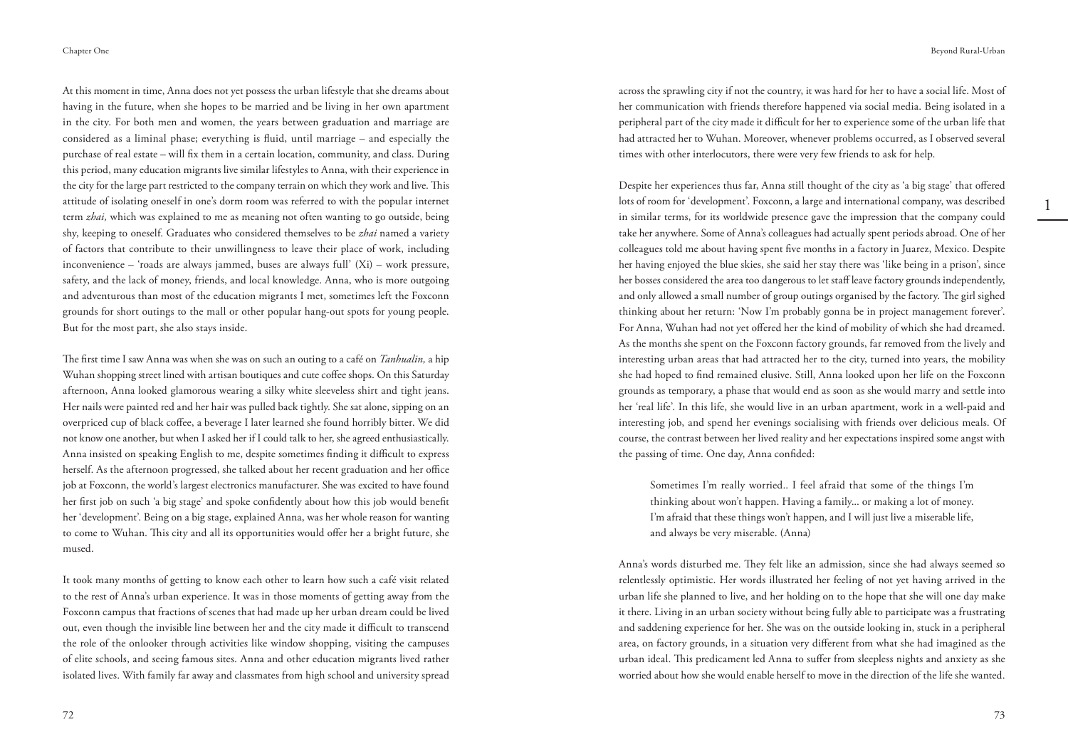At this moment in time, Anna does not yet possess the urban lifestyle that she dreams about having in the future, when she hopes to be married and be living in her own apartment in the city. For both men and women, the years between graduation and marriage are considered as a liminal phase; everything is fluid, until marriage – and especially the purchase of real estate – will fix them in a certain location, community, and class. During this period, many education migrants live similar lifestyles to Anna, with their experience in the city for the large part restricted to the company terrain on which they work and live. This attitude of isolating oneself in one's dorm room was referred to with the popular internet term *zhai,* which was explained to me as meaning not often wanting to go outside, being shy, keeping to oneself. Graduates who considered themselves to be *zhai* named a variety of factors that contribute to their unwillingness to leave their place of work, including inconvenience – 'roads are always jammed, buses are always full' (Xi) – work pressure, safety, and the lack of money, friends, and local knowledge. Anna, who is more outgoing and adventurous than most of the education migrants I met, sometimes left the Foxconn grounds for short outings to the mall or other popular hang-out spots for young people. But for the most part, she also stays inside.

The first time I saw Anna was when she was on such an outing to a café on *Tanhualin,* a hip Wuhan shopping street lined with artisan boutiques and cute coffee shops. On this Saturday afternoon, Anna looked glamorous wearing a silky white sleeveless shirt and tight jeans. Her nails were painted red and her hair was pulled back tightly. She sat alone, sipping on an overpriced cup of black coffee, a beverage I later learned she found horribly bitter. We did not know one another, but when I asked her if I could talk to her, she agreed enthusiastically. Anna insisted on speaking English to me, despite sometimes finding it difficult to express herself. As the afternoon progressed, she talked about her recent graduation and her office job at Foxconn, the world's largest electronics manufacturer. She was excited to have found her first job on such 'a big stage' and spoke confidently about how this job would benefit her 'development'. Being on a big stage, explained Anna, was her whole reason for wanting to come to Wuhan. This city and all its opportunities would offer her a bright future, she mused.

It took many months of getting to know each other to learn how such a café visit related to the rest of Anna's urban experience. It was in those moments of getting away from the Foxconn campus that fractions of scenes that had made up her urban dream could be lived out, even though the invisible line between her and the city made it difficult to transcend the role of the onlooker through activities like window shopping, visiting the campuses of elite schools, and seeing famous sites. Anna and other education migrants lived rather isolated lives. With family far away and classmates from high school and university spread across the sprawling city if not the country, it was hard for her to have a social life. Most of her communication with friends therefore happened via social media. Being isolated in a peripheral part of the city made it difficult for her to experience some of the urban life that had attracted her to Wuhan. Moreover, whenever problems occurred, as I observed several times with other interlocutors, there were very few friends to ask for help.

Despite her experiences thus far, Anna still thought of the city as 'a big stage' that offered lots of room for 'development'. Foxconn, a large and international company, was described in similar terms, for its worldwide presence gave the impression that the company could take her anywhere. Some of Anna's colleagues had actually spent periods abroad. One of her colleagues told me about having spent five months in a factory in Juarez, Mexico. Despite her having enjoyed the blue skies, she said her stay there was 'like being in a prison', since her bosses considered the area too dangerous to let staff leave factory grounds independently, and only allowed a small number of group outings organised by the factory. The girl sighed thinking about her return: 'Now I'm probably gonna be in project management forever'. For Anna, Wuhan had not yet offered her the kind of mobility of which she had dreamed. As the months she spent on the Foxconn factory grounds, far removed from the lively and interesting urban areas that had attracted her to the city, turned into years, the mobility she had hoped to find remained elusive. Still, Anna looked upon her life on the Foxconn grounds as temporary, a phase that would end as soon as she would marry and settle into her 'real life'. In this life, she would live in an urban apartment, work in a well-paid and interesting job, and spend her evenings socialising with friends over delicious meals. Of course, the contrast between her lived reality and her expectations inspired some angst with the passing of time. One day, Anna confided:

> Sometimes I'm really worried.. I feel afraid that some of the things I'm thinking about won't happen. Having a family... or making a lot of money. I'm afraid that these things won't happen, and I will just live a miserable life, and always be very miserable. (Anna)

Anna's words disturbed me. They felt like an admission, since she had always seemed so relentlessly optimistic. Her words illustrated her feeling of not yet having arrived in the urban life she planned to live, and her holding on to the hope that she will one day make it there. Living in an urban society without being fully able to participate was a frustrating and saddening experience for her. She was on the outside looking in, stuck in a peripheral area, on factory grounds, in a situation very different from what she had imagined as the urban ideal. This predicament led Anna to suffer from sleepless nights and anxiety as she worried about how she would enable herself to move in the direction of the life she wanted.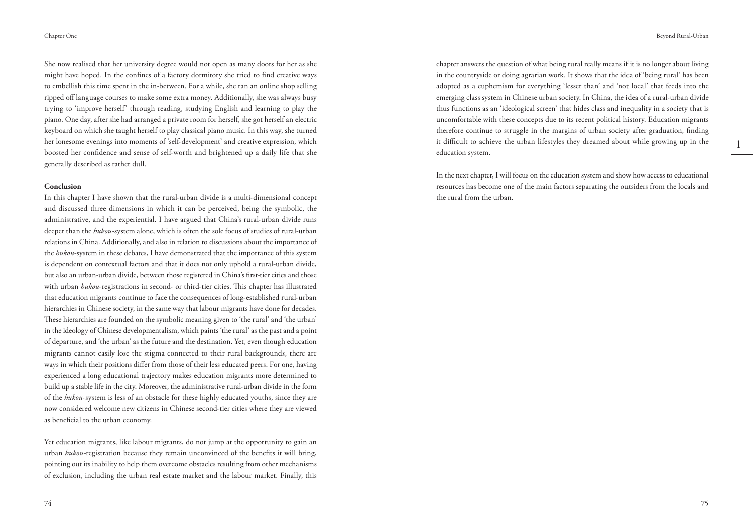She now realised that her university degree would not open as many doors for her as she might have hoped. In the confines of a factory dormitory she tried to find creative ways to embellish this time spent in the in-between. For a while, she ran an online shop selling ripped off language courses to make some extra money. Additionally, she was always busy trying to 'improve herself' through reading, studying English and learning to play the piano. One day, after she had arranged a private room for herself, she got herself an electric keyboard on which she taught herself to play classical piano music. In this way, she turned her lonesome evenings into moments of 'self-development' and creative expression, which boosted her confidence and sense of self-worth and brightened up a daily life that she generally described as rather dull.

**Conclusion**

In this chapter I have shown that the rural-urban divide is a multi-dimensional concept and discussed three dimensions in which it can be perceived, being the symbolic, the administrative, and the experiential. I have argued that China's rural-urban divide runs deeper than the *hukou*-system alone, which is often the sole focus of studies of rural-urban relations in China. Additionally, and also in relation to discussions about the importance of the *hukou*-system in these debates, I have demonstrated that the importance of this system is dependent on contextual factors and that it does not only uphold a rural-urban divide, but also an urban-urban divide, between those registered in China's first-tier cities and those with urban *hukou*-registrations in second- or third-tier cities. This chapter has illustrated that education migrants continue to face the consequences of long-established rural-urban hierarchies in Chinese society, in the same way that labour migrants have done for decades. These hierarchies are founded on the symbolic meaning given to 'the rural' and 'the urban' in the ideology of Chinese developmentalism, which paints 'the rural' as the past and a point of departure, and 'the urban' as the future and the destination. Yet, even though education migrants cannot easily lose the stigma connected to their rural backgrounds, there are ways in which their positions differ from those of their less educated peers. For one, having experienced a long educational trajectory makes education migrants more determined to build up a stable life in the city. Moreover, the administrative rural-urban divide in the form of the *hukou*-system is less of an obstacle for these highly educated youths, since they are now considered welcome new citizens in Chinese second-tier cities where they are viewed as beneficial to the urban economy.

Yet education migrants, like labour migrants, do not jump at the opportunity to gain an urban *hukou*-registration because they remain unconvinced of the benefits it will bring, pointing out its inability to help them overcome obstacles resulting from other mechanisms of exclusion, including the urban real estate market and the labour market. Finally, this chapter answers the question of what being rural really means if it is no longer about living in the countryside or doing agrarian work. It shows that the idea of 'being rural' has been adopted as a euphemism for everything 'lesser than' and 'not local' that feeds into the emerging class system in Chinese urban society. In China, the idea of a rural-urban divide thus functions as an 'ideological screen' that hides class and inequality in a society that is uncomfortable with these concepts due to its recent political history. Education migrants therefore continue to struggle in the margins of urban society after graduation, finding it difficult to achieve the urban lifestyles they dreamed about while growing up in the education system.

In the next chapter, I will focus on the education system and show how access to educational resources has become one of the main factors separating the outsiders from the locals and the rural from the urban.